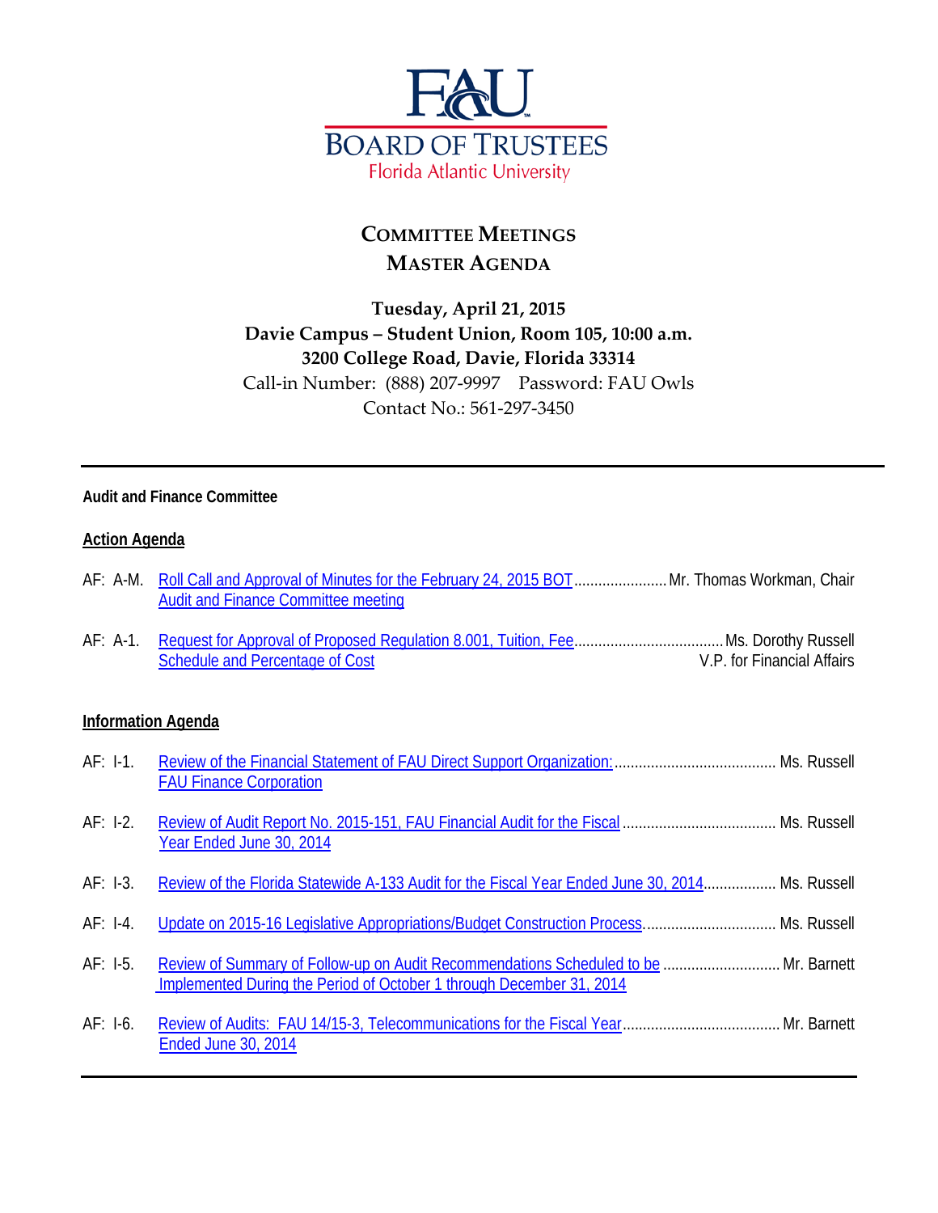# BOARD OF TRUSTEES

Florida Atlantic University

## COMMITTEE MEETINGS
## MASTER AGENDA

**Tuesday, April 21, 2015**
**Davie Campus – Student Union, Room 105, 10:00 a.m.**
**3200 College Road, Davie, Florida 33314**
Call-in Number: (888) 207-9997 Password: FAU Owls
Contact No.: 561-297-3450

---

**Audit and Finance Committee**

**Action Agenda**

AF: A-M. Roll Call and Approval of Minutes for the February 24, 2015 BOT Audit and Finance Committee meeting ........................ Mr. Thomas Workman, Chair

AF: A-1. Request for Approval of Proposed Regulation 8.001, Tuition, Fee Schedule and Percentage of Cost ........................ Ms. Dorothy Russell, V.P. for Financial Affairs

**Information Agenda**

AF: I-1. Review of the Financial Statement of FAU Direct Support Organization: FAU Finance Corporation ........................ Ms. Russell

AF: I-2. Review of Audit Report No. 2015-151, FAU Financial Audit for the Fiscal Year Ended June 30, 2014 ........................ Ms. Russell

AF: I-3. Review of the Florida Statewide A-133 Audit for the Fiscal Year Ended June 30, 2014 ........................ Ms. Russell

AF: I-4. Update on 2015-16 Legislative Appropriations/Budget Construction Process ........................ Ms. Russell

AF: I-5. Review of Summary of Follow-up on Audit Recommendations Scheduled to be Implemented During the Period of October 1 through December 31, 2014 ........................ Mr. Barnett

AF: I-6. Review of Audits: FAU 14/15-3, Telecommunications for the Fiscal Year Ended June 30, 2014 ........................ Mr. Barnett

---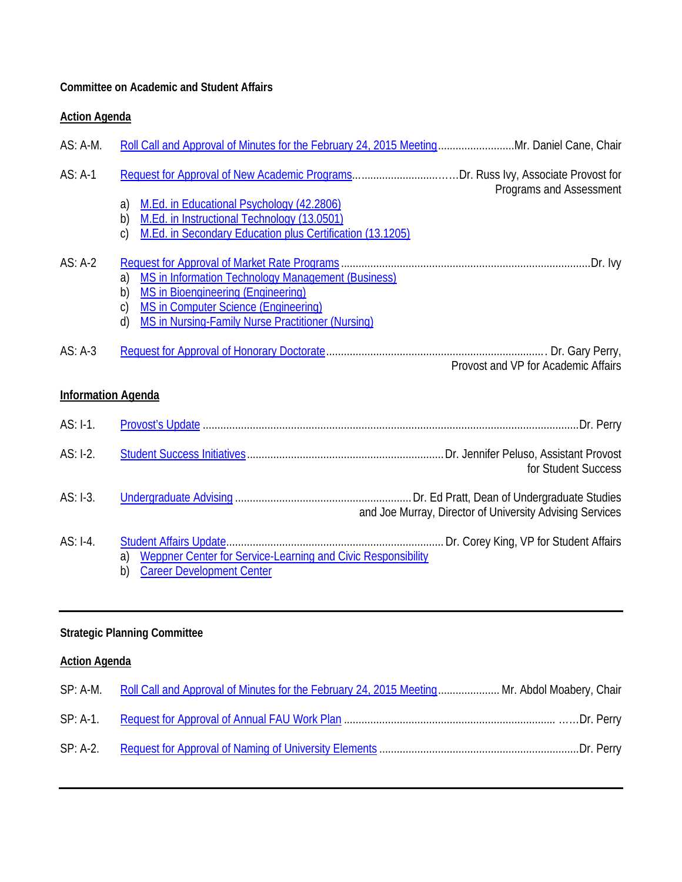**Committee on Academic and Student Affairs**

**Action Agenda**

AS: A-M. Roll Call and Approval of Minutes for the February 24, 2015 Meeting..........................Mr. Daniel Cane, Chair

AS: A-1 Request for Approval of New Academic Programs...............................……Dr. Russ Ivy, Associate Provost for Programs and Assessment

a) M.Ed. in Educational Psychology (42.2806)
b) M.Ed. in Instructional Technology (13.0501)
c) M.Ed. in Secondary Education plus Certification (13.1205)

AS: A-2 Request for Approval of Market Rate Programs ...........................................................................................Dr. Ivy

a) MS in Information Technology Management (Business)
b) MS in Bioengineering (Engineering)
c) MS in Computer Science (Engineering)
d) MS in Nursing-Family Nurse Practitioner (Nursing)

AS: A-3 Request for Approval of Honorary Doctorate.......................................................................... Dr. Gary Perry, Provost and VP for Academic Affairs

**Information Agenda**

AS: I-1. Provost's Update ..............................................................................................................................Dr. Perry

AS: I-2. Student Success Initiatives ..................................................................Dr. Jennifer Peluso, Assistant Provost for Student Success

AS: I-3. Undergraduate Advising ...........................................................Dr. Ed Pratt, Dean of Undergraduate Studies and Joe Murray, Director of University Advising Services

AS: I-4. Student Affairs Update.........................................................................Dr. Corey King, VP for Student Affairs

a) Weppner Center for Service-Learning and Civic Responsibility
b) Career Development Center

---

**Strategic Planning Committee**

**Action Agenda**

SP: A-M. Roll Call and Approval of Minutes for the February 24, 2015 Meeting..................... Mr. Abdol Moabery, Chair

SP: A-1. Request for Approval of Annual FAU Work Plan ....................................................................... ……Dr. Perry

SP: A-2. Request for Approval of Naming of University Elements ...................................................................Dr. Perry

---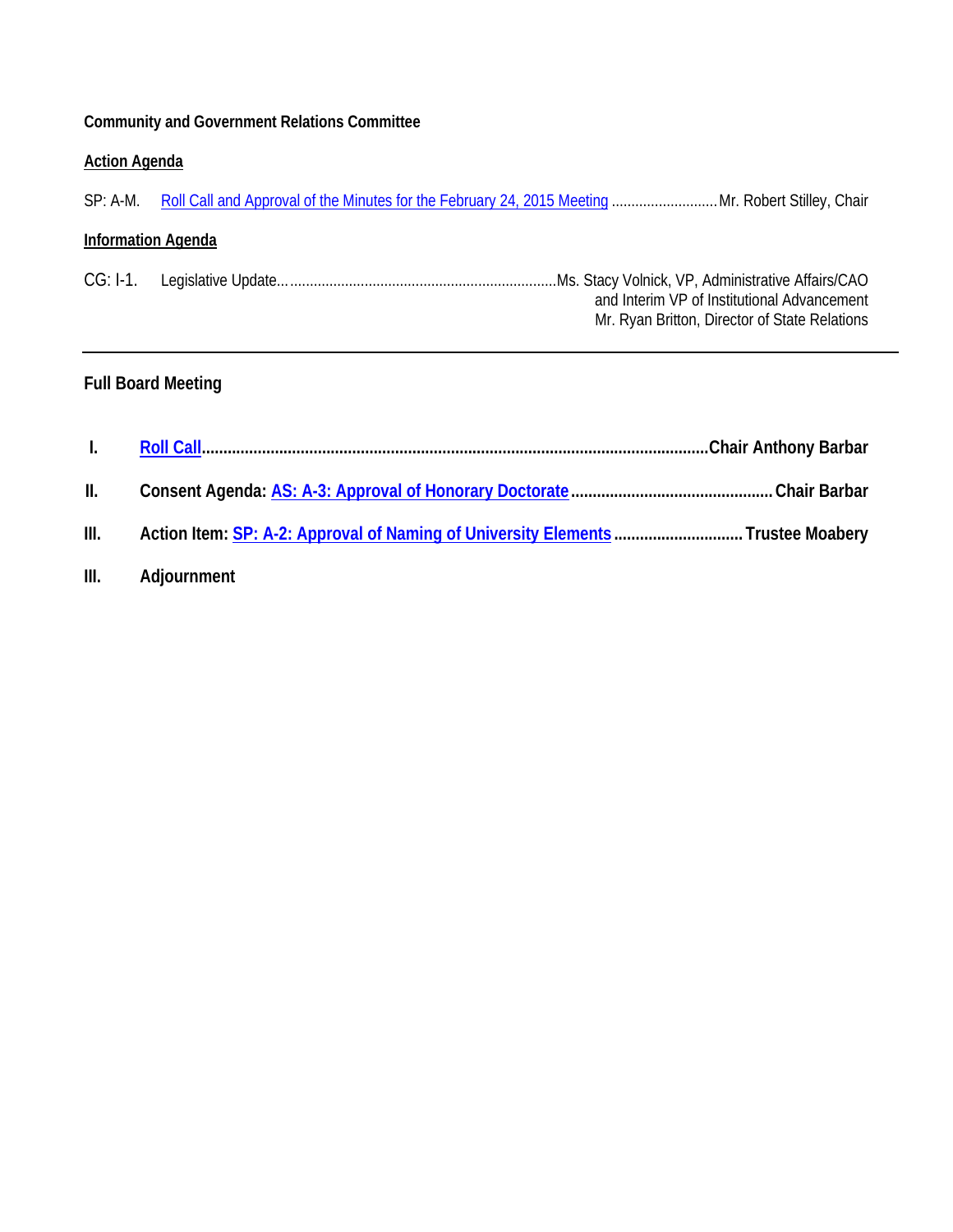**Community and Government Relations Committee**

**Action Agenda**

SP: A-M. Roll Call and Approval of the Minutes for the February 24, 2015 Meeting ........................... Mr. Robert Stilley, Chair

**Information Agenda**

CG: I-1. Legislative Update… ................................................................... Ms. Stacy Volnick, VP, Administrative Affairs/CAO and Interim VP of Institutional Advancement
Mr. Ryan Britton, Director of State Relations

---

## Full Board Meeting

**I. Roll Call ................................................................................................................... Chair Anthony Barbar**

**II. Consent Agenda: AS: A-3: Approval of Honorary Doctorate .............................................. Chair Barbar**

**III. Action Item: SP: A-2: Approval of Naming of University Elements ............................. Trustee Moabery**

**III. Adjournment**